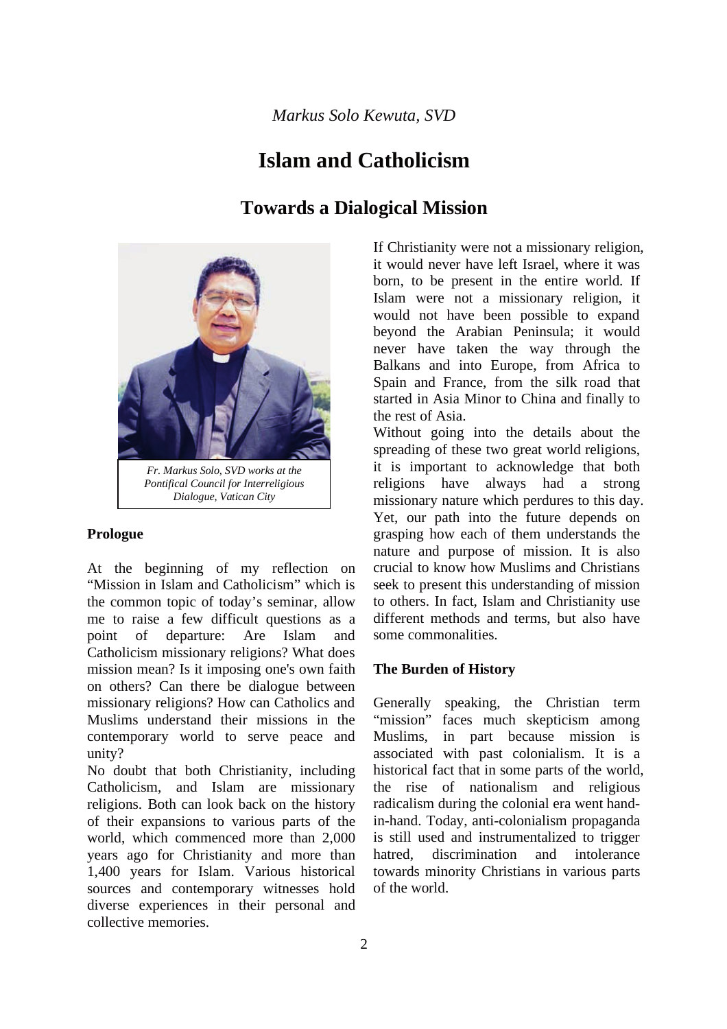*Markus Solo Kewuta, SVD*

# Islam and Catholicism

## Towards a Dialogical Mission

*Fr. Markus Solo, SVD works at the Pontifical Council for Interreligious Dialogue, Vatican City*

### Prologue

At the beginning of my reflection on "Mission in Islam and Catholicism" which is the common topic of today's seminar, allow me to raise a few difficult questions as a point of departure: Are Islam and Catholicism missionary religions? What does mission mean? Is it imposing one's own faith on others? Can there be dialogue between missionary religions? How can Catholics and Muslims understand their missions in the contemporary world to serve peace and unity?

No doubt that both Christianity, including Catholicism, and Islam are missionary religions. Both can look back on the history of their expansions to various parts of the world, which commenced more than 2,000 years ago for Christianity and more than 1,400 years for Islam. Various historical sources and contemporary witnesses hold diverse experiences in their personal and collective memories.

If Christianity were not a missionary religion, it would never have left Israel, where it was born, to be present in the entire world. If Islam were not a missionary religion, it would not have been possible to expand beyond the Arabian Peninsula; it would never have taken the way through the Balkans and into Europe, from Africa to Spain and France, from the silk road that started in Asia Minor to China and finally to the rest of Asia.

Without going into the details about the spreading of these two great world religions, it is important to acknowledge that both religions have always had a strong missionary nature which perdures to this day. Yet, our path into the future depends on grasping how each of them understands the nature and purpose of mission. It is also crucial to know how Muslims and Christians seek to present this understanding of mission to others. In fact, Islam and Christianity use different methods and terms, but also have some commonalities.

### The Burden of History

Generally speaking, the Christian term "mission" faces much skepticism among Muslims, in part because mission is associated with past colonialism. It is a historical fact that in some parts of the world, the rise of nationalism and religious radicalism during the colonial era went hand-in-hand. Today, anti-colonialism propaganda is still used and instrumentalized to trigger hatred, discrimination and intolerance towards minority Christians in various parts of the world.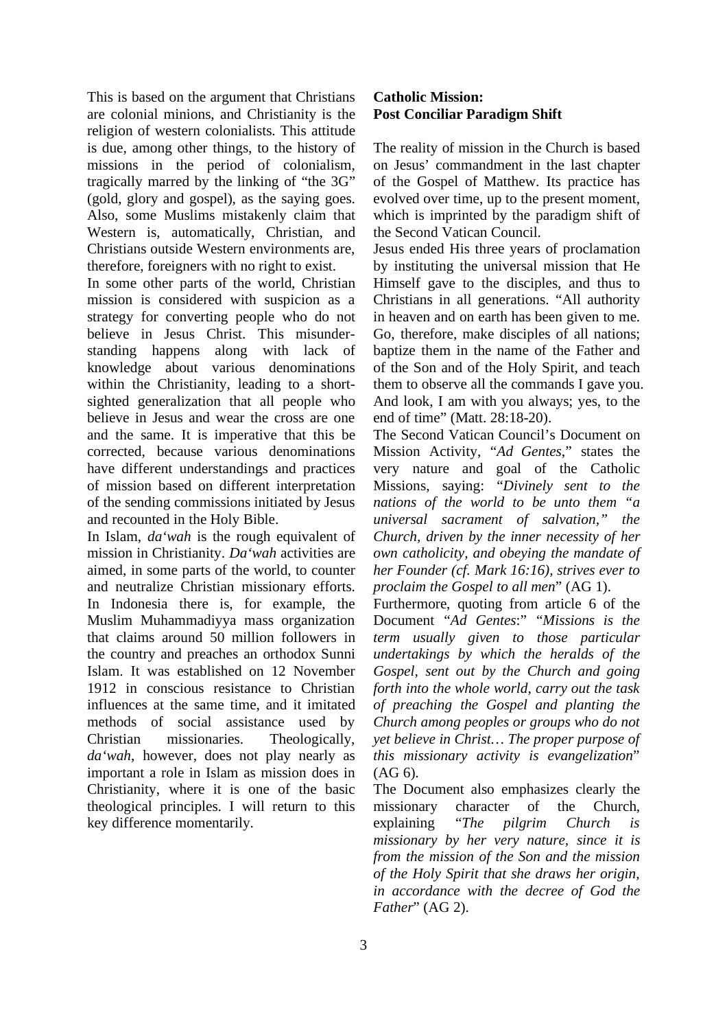This is based on the argument that Christians are colonial minions, and Christianity is the religion of western colonialists. This attitude is due, among other things, to the history of missions in the period of colonialism, tragically marred by the linking of "the 3G" (gold, glory and gospel), as the saying goes. Also, some Muslims mistakenly claim that Western is, automatically, Christian, and Christians outside Western environments are, therefore, foreigners with no right to exist.

In some other parts of the world, Christian mission is considered with suspicion as a strategy for converting people who do not believe in Jesus Christ. This misunderstanding happens along with lack of knowledge about various denominations within the Christianity, leading to a short-sighted generalization that all people who believe in Jesus and wear the cross are one and the same. It is imperative that this be corrected, because various denominations have different understandings and practices of mission based on different interpretation of the sending commissions initiated by Jesus and recounted in the Holy Bible.

In Islam, *da'wah* is the rough equivalent of mission in Christianity. *Da'wah* activities are aimed, in some parts of the world, to counter and neutralize Christian missionary efforts. In Indonesia there is, for example, the Muslim Muhammadiyya mass organization that claims around 50 million followers in the country and preaches an orthodox Sunni Islam. It was established on 12 November 1912 in conscious resistance to Christian influences at the same time, and it imitated methods of social assistance used by Christian missionaries. Theologically, *da'wah*, however, does not play nearly as important a role in Islam as mission does in Christianity, where it is one of the basic theological principles. I will return to this key difference momentarily.

## Catholic Mission: Post Conciliar Paradigm Shift

The reality of mission in the Church is based on Jesus' commandment in the last chapter of the Gospel of Matthew. Its practice has evolved over time, up to the present moment, which is imprinted by the paradigm shift of the Second Vatican Council.

Jesus ended His three years of proclamation by instituting the universal mission that He Himself gave to the disciples, and thus to Christians in all generations. "All authority in heaven and on earth has been given to me. Go, therefore, make disciples of all nations; baptize them in the name of the Father and of the Son and of the Holy Spirit, and teach them to observe all the commands I gave you. And look, I am with you always; yes, to the end of time" (Matt. 28:18-20).

The Second Vatican Council's Document on Mission Activity, "*Ad Gentes*," states the very nature and goal of the Catholic Missions, saying: "*Divinely sent to the nations of the world to be unto them "a universal sacrament of salvation," the Church, driven by the inner necessity of her own catholicity, and obeying the mandate of her Founder (cf. Mark 16:16), strives ever to proclaim the Gospel to all men*" (AG 1).

Furthermore, quoting from article 6 of the Document "*Ad Gentes*:" "*Missions is the term usually given to those particular undertakings by which the heralds of the Gospel, sent out by the Church and going forth into the whole world, carry out the task of preaching the Gospel and planting the Church among peoples or groups who do not yet believe in Christ… The proper purpose of this missionary activity is evangelization*" (AG 6).

The Document also emphasizes clearly the missionary character of the Church, explaining "*The pilgrim Church is missionary by her very nature, since it is from the mission of the Son and the mission of the Holy Spirit that she draws her origin, in accordance with the decree of God the Father*" (AG 2).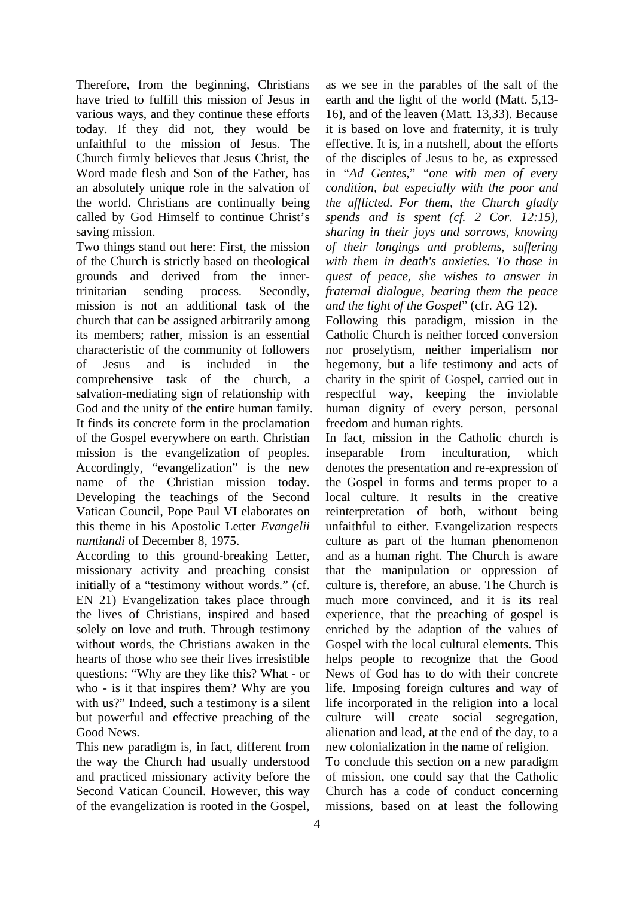Therefore, from the beginning, Christians have tried to fulfill this mission of Jesus in various ways, and they continue these efforts today. If they did not, they would be unfaithful to the mission of Jesus. The Church firmly believes that Jesus Christ, the Word made flesh and Son of the Father, has an absolutely unique role in the salvation of the world. Christians are continually being called by God Himself to continue Christ's saving mission.

Two things stand out here: First, the mission of the Church is strictly based on theological grounds and derived from the inner-trinitarian sending process. Secondly, mission is not an additional task of the church that can be assigned arbitrarily among its members; rather, mission is an essential characteristic of the community of followers of Jesus and is included in the comprehensive task of the church, a salvation-mediating sign of relationship with God and the unity of the entire human family. It finds its concrete form in the proclamation of the Gospel everywhere on earth. Christian mission is the evangelization of peoples. Accordingly, "evangelization" is the new name of the Christian mission today. Developing the teachings of the Second Vatican Council, Pope Paul VI elaborates on this theme in his Apostolic Letter *Evangelii nuntiandi* of December 8, 1975.

According to this ground-breaking Letter, missionary activity and preaching consist initially of a "testimony without words." (cf. EN 21) Evangelization takes place through the lives of Christians, inspired and based solely on love and truth. Through testimony without words, the Christians awaken in the hearts of those who see their lives irresistible questions: "Why are they like this? What - or who - is it that inspires them? Why are you with us?" Indeed, such a testimony is a silent but powerful and effective preaching of the Good News.

This new paradigm is, in fact, different from the way the Church had usually understood and practiced missionary activity before the Second Vatican Council. However, this way of the evangelization is rooted in the Gospel, as we see in the parables of the salt of the earth and the light of the world (Matt. 5,13-16), and of the leaven (Matt. 13,33). Because it is based on love and fraternity, it is truly effective. It is, in a nutshell, about the efforts of the disciples of Jesus to be, as expressed in "*Ad Gentes*," "*one with men of every condition, but especially with the poor and the afflicted. For them, the Church gladly spends and is spent (cf. 2 Cor. 12:15), sharing in their joys and sorrows, knowing of their longings and problems, suffering with them in death's anxieties. To those in quest of peace, she wishes to answer in fraternal dialogue, bearing them the peace and the light of the Gospel*" (cfr. AG 12).

Following this paradigm, mission in the Catholic Church is neither forced conversion nor proselytism, neither imperialism nor hegemony, but a life testimony and acts of charity in the spirit of Gospel, carried out in respectful way, keeping the inviolable human dignity of every person, personal freedom and human rights.

In fact, mission in the Catholic church is inseparable from inculturation, which denotes the presentation and re-expression of the Gospel in forms and terms proper to a local culture. It results in the creative reinterpretation of both, without being unfaithful to either. Evangelization respects culture as part of the human phenomenon and as a human right. The Church is aware that the manipulation or oppression of culture is, therefore, an abuse. The Church is much more convinced, and it is its real experience, that the preaching of gospel is enriched by the adaption of the values of Gospel with the local cultural elements. This helps people to recognize that the Good News of God has to do with their concrete life. Imposing foreign cultures and way of life incorporated in the religion into a local culture will create social segregation, alienation and lead, at the end of the day, to a new colonialization in the name of religion.

To conclude this section on a new paradigm of mission, one could say that the Catholic Church has a code of conduct concerning missions, based on at least the following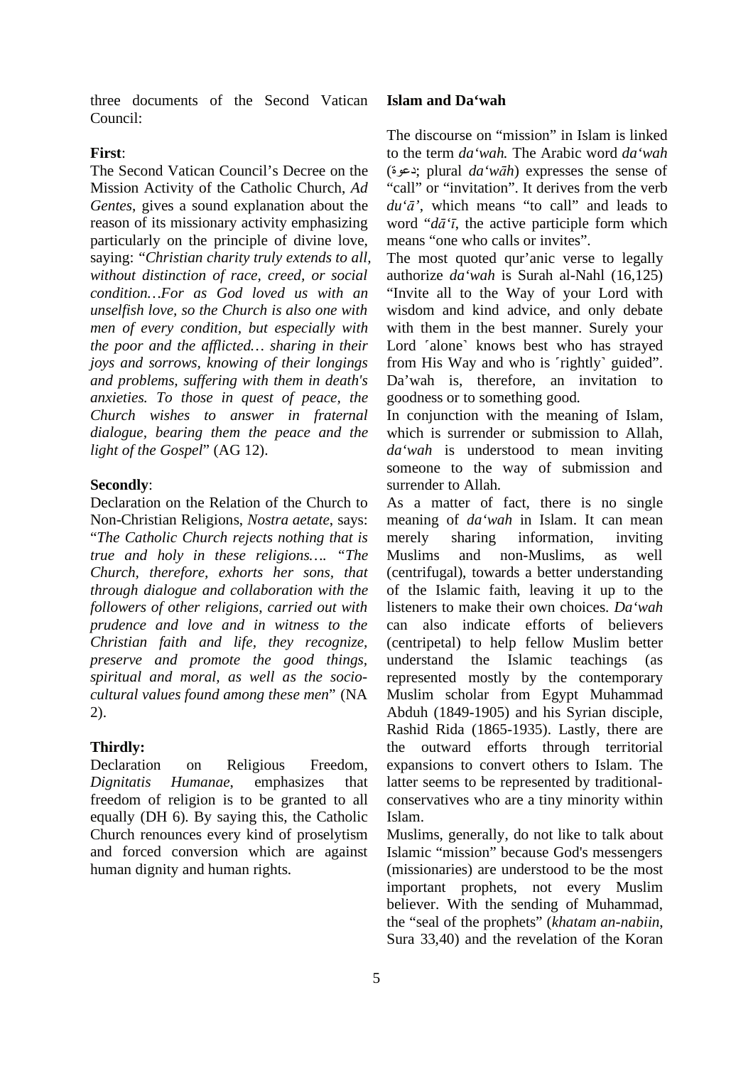three documents of the Second Vatican Council:

**First**:

The Second Vatican Council's Decree on the Mission Activity of the Catholic Church, *Ad Gentes*, gives a sound explanation about the reason of its missionary activity emphasizing particularly on the principle of divine love, saying: "*Christian charity truly extends to all, without distinction of race, creed, or social condition…For as God loved us with an unselfish love, so the Church is also one with men of every condition, but especially with the poor and the afflicted… sharing in their joys and sorrows, knowing of their longings and problems, suffering with them in death's anxieties. To those in quest of peace, the Church wishes to answer in fraternal dialogue, bearing them the peace and the light of the Gospel*" (AG 12).

**Secondly**:

Declaration on the Relation of the Church to Non-Christian Religions, *Nostra aetate*, says: "*The Catholic Church rejects nothing that is true and holy in these religions…. "The Church, therefore, exhorts her sons, that through dialogue and collaboration with the followers of other religions, carried out with prudence and love and in witness to the Christian faith and life, they recognize, preserve and promote the good things, spiritual and moral, as well as the socio-cultural values found among these men*" (NA 2).

**Thirdly:**

Declaration on Religious Freedom, *Dignitatis Humanae*, emphasizes that freedom of religion is to be granted to all equally (DH 6). By saying this, the Catholic Church renounces every kind of proselytism and forced conversion which are against human dignity and human rights.

**Islam and Da'wah**

The discourse on "mission" in Islam is linked to the term *da'wah.* The Arabic word *da'wah* (دعوة; plural *da'wāh*) expresses the sense of "call" or "invitation". It derives from the verb *du'ā'*, which means "to call" and leads to word "*dā'ī*, the active participle form which means "one who calls or invites".

The most quoted qur'anic verse to legally authorize *da'wah* is Surah al-Nahl (16,125) "Invite all to the Way of your Lord with wisdom and kind advice, and only debate with them in the best manner. Surely your Lord ˹alone˺ knows best who has strayed from His Way and who is ˹rightly˺ guided". Da'wah is, therefore, an invitation to goodness or to something good.

In conjunction with the meaning of Islam, which is surrender or submission to Allah, *da'wah* is understood to mean inviting someone to the way of submission and surrender to Allah.

As a matter of fact, there is no single meaning of *da'wah* in Islam. It can mean merely sharing information, inviting Muslims and non-Muslims, as well (centrifugal), towards a better understanding of the Islamic faith, leaving it up to the listeners to make their own choices. *Da'wah* can also indicate efforts of believers (centripetal) to help fellow Muslim better understand the Islamic teachings (as represented mostly by the contemporary Muslim scholar from Egypt Muhammad Abduh (1849-1905) and his Syrian disciple, Rashid Rida (1865-1935). Lastly, there are the outward efforts through territorial expansions to convert others to Islam. The latter seems to be represented by traditional-conservatives who are a tiny minority within Islam.

Muslims, generally, do not like to talk about Islamic "mission" because God's messengers (missionaries) are understood to be the most important prophets, not every Muslim believer. With the sending of Muhammad, the "seal of the prophets" (*khatam an-nabiin*, Sura 33,40) and the revelation of the Koran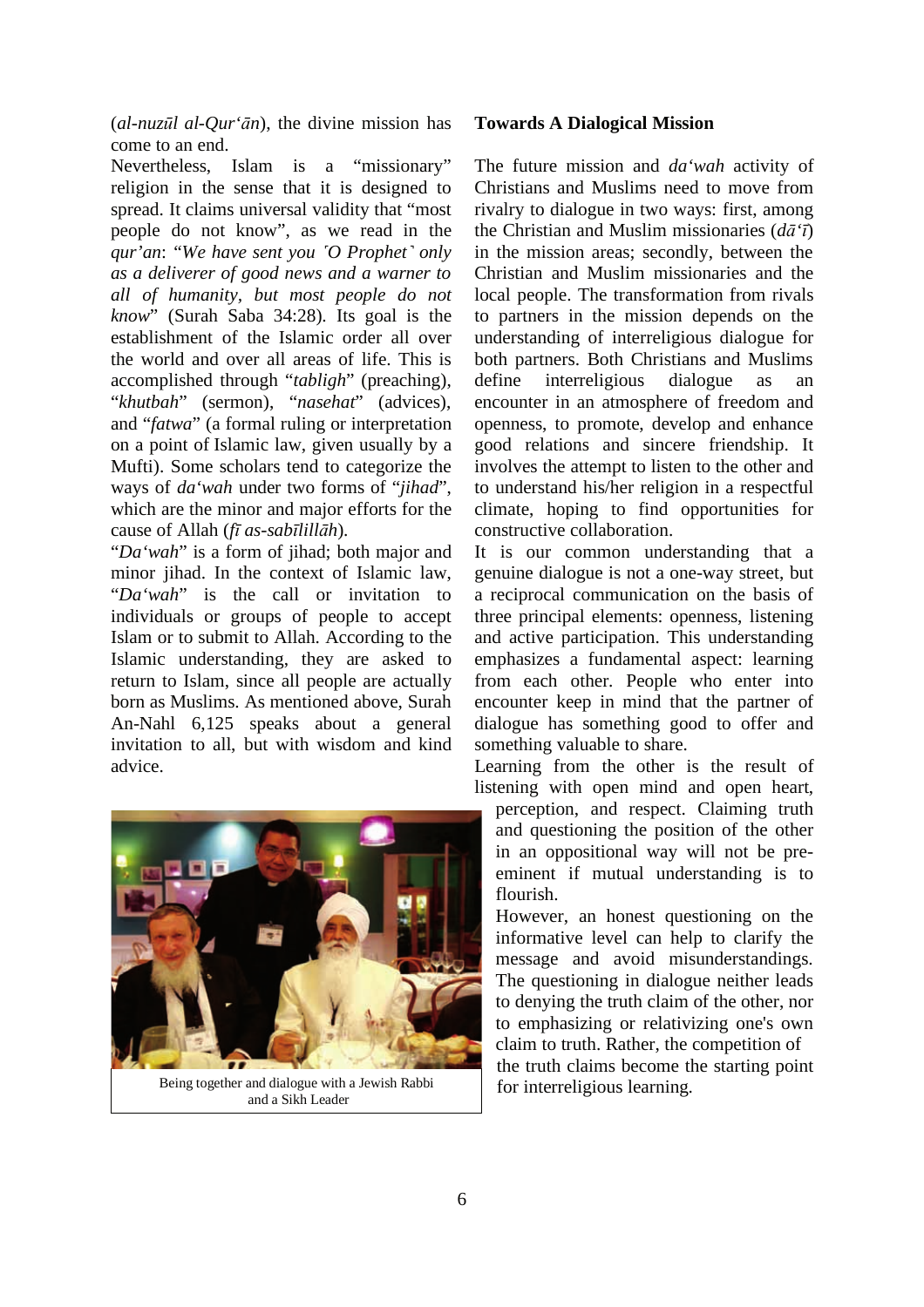(*al-nuzūl al-Qur'ān*), the divine mission has come to an end.

Nevertheless, Islam is a "missionary" religion in the sense that it is designed to spread. It claims universal validity that "most people do not know", as we read in the *qur'an*: "*We have sent you ˹O Prophet˺ only as a deliverer of good news and a warner to all of humanity, but most people do not know*" (Surah Saba 34:28). Its goal is the establishment of the Islamic order all over the world and over all areas of life. This is accomplished through "*tabligh*" (preaching), "*khutbah*" (sermon), "*nasehat*" (advices), and "*fatwa*" (a formal ruling or interpretation on a point of Islamic law, given usually by a Mufti). Some scholars tend to categorize the ways of *da'wah* under two forms of "*jihad*", which are the minor and major efforts for the cause of Allah (*fī as-sabīlillāh*).

"*Da'wah*" is a form of jihad; both major and minor jihad. In the context of Islamic law, "*Da'wah*" is the call or invitation to individuals or groups of people to accept Islam or to submit to Allah. According to the Islamic understanding, they are asked to return to Islam, since all people are actually born as Muslims. As mentioned above, Surah An-Nahl 6,125 speaks about a general invitation to all, but with wisdom and kind advice.

Being together and dialogue with a Jewish Rabbi and a Sikh Leader

**Towards A Dialogical Mission**

The future mission and *da'wah* activity of Christians and Muslims need to move from rivalry to dialogue in two ways: first, among the Christian and Muslim missionaries (*dā'ī*) in the mission areas; secondly, between the Christian and Muslim missionaries and the local people. The transformation from rivals to partners in the mission depends on the understanding of interreligious dialogue for both partners. Both Christians and Muslims define interreligious dialogue as an encounter in an atmosphere of freedom and openness, to promote, develop and enhance good relations and sincere friendship. It involves the attempt to listen to the other and to understand his/her religion in a respectful climate, hoping to find opportunities for constructive collaboration.

It is our common understanding that a genuine dialogue is not a one-way street, but a reciprocal communication on the basis of three principal elements: openness, listening and active participation. This understanding emphasizes a fundamental aspect: learning from each other. People who enter into encounter keep in mind that the partner of dialogue has something good to offer and something valuable to share.

Learning from the other is the result of listening with open mind and open heart, perception, and respect. Claiming truth and questioning the position of the other in an oppositional way will not be pre-eminent if mutual understanding is to flourish.

However, an honest questioning on the informative level can help to clarify the message and avoid misunderstandings. The questioning in dialogue neither leads to denying the truth claim of the other, nor to emphasizing or relativizing one's own claim to truth. Rather, the competition of the truth claims become the starting point for interreligious learning.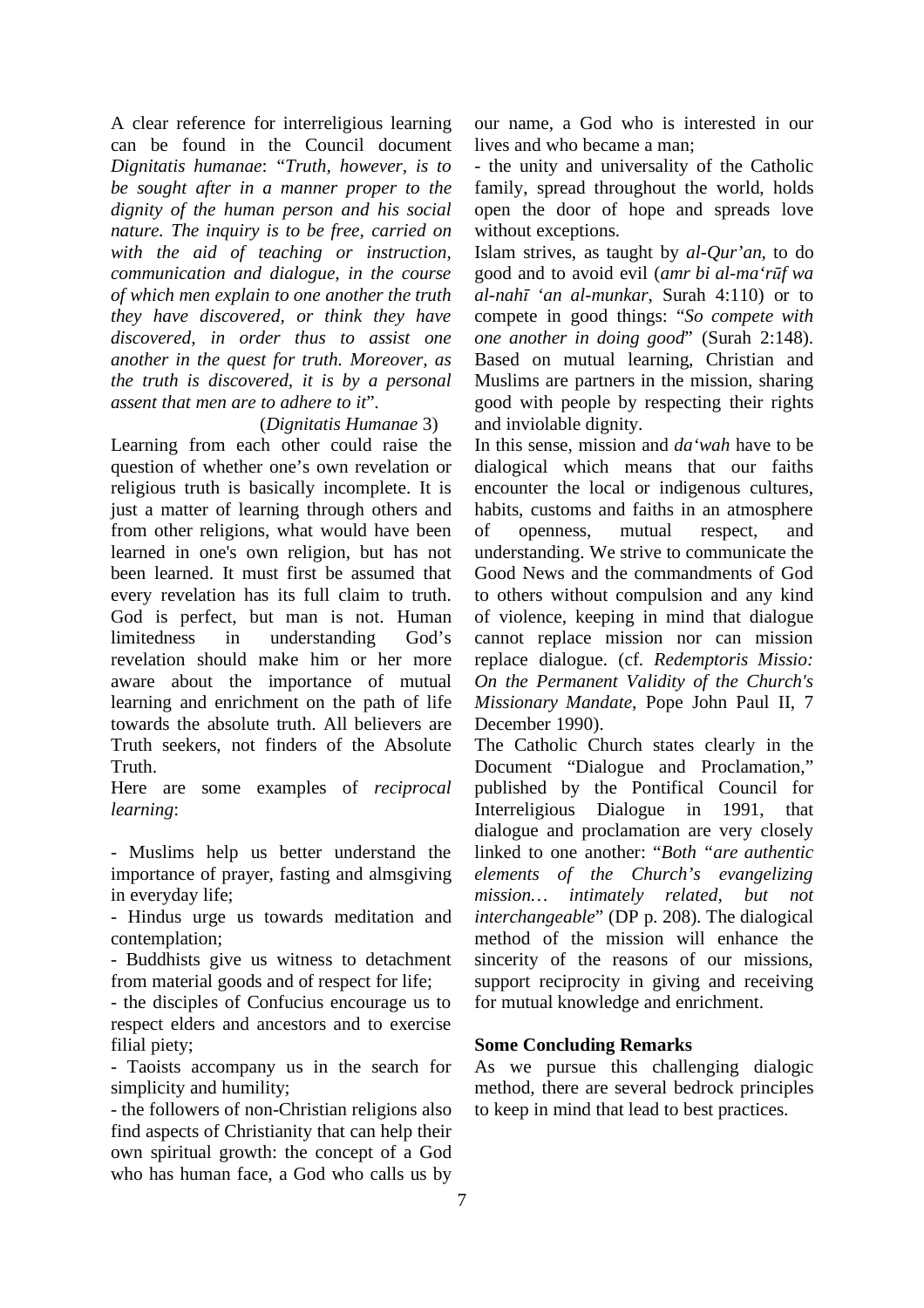A clear reference for interreligious learning can be found in the Council document *Dignitatis humanae*: "*Truth, however, is to be sought after in a manner proper to the dignity of the human person and his social nature. The inquiry is to be free, carried on with the aid of teaching or instruction, communication and dialogue, in the course of which men explain to one another the truth they have discovered, or think they have discovered, in order thus to assist one another in the quest for truth. Moreover, as the truth is discovered, it is by a personal assent that men are to adhere to it*".

(*Dignitatis Humanae* 3)

Learning from each other could raise the question of whether one's own revelation or religious truth is basically incomplete. It is just a matter of learning through others and from other religions, what would have been learned in one's own religion, but has not been learned. It must first be assumed that every revelation has its full claim to truth. God is perfect, but man is not. Human limitedness in understanding God's revelation should make him or her more aware about the importance of mutual learning and enrichment on the path of life towards the absolute truth. All believers are Truth seekers, not finders of the Absolute Truth.

Here are some examples of *reciprocal learning*:

- Muslims help us better understand the importance of prayer, fasting and almsgiving in everyday life;
- Hindus urge us towards meditation and contemplation;
- Buddhists give us witness to detachment from material goods and of respect for life;
- the disciples of Confucius encourage us to respect elders and ancestors and to exercise filial piety;
- Taoists accompany us in the search for simplicity and humility;
- the followers of non-Christian religions also find aspects of Christianity that can help their own spiritual growth: the concept of a God who has human face, a God who calls us by our name, a God who is interested in our lives and who became a man;
- the unity and universality of the Catholic family, spread throughout the world, holds open the door of hope and spreads love without exceptions.

Islam strives, as taught by *al-Qur'an*, to do good and to avoid evil (*amr bi al-ma'rūf wa al-nahī 'an al-munkar*, Surah 4:110) or to compete in good things: "*So compete with one another in doing good*" (Surah 2:148). Based on mutual learning, Christian and Muslims are partners in the mission, sharing good with people by respecting their rights and inviolable dignity.

In this sense, mission and *da'wah* have to be dialogical which means that our faiths encounter the local or indigenous cultures, habits, customs and faiths in an atmosphere of openness, mutual respect, and understanding. We strive to communicate the Good News and the commandments of God to others without compulsion and any kind of violence, keeping in mind that dialogue cannot replace mission nor can mission replace dialogue. (cf. *Redemptoris Missio: On the Permanent Validity of the Church's Missionary Mandate*, Pope John Paul II, 7 December 1990).

The Catholic Church states clearly in the Document "Dialogue and Proclamation," published by the Pontifical Council for Interreligious Dialogue in 1991, that dialogue and proclamation are very closely linked to one another: "*Both "are authentic elements of the Church's evangelizing mission… intimately related, but not interchangeable*" (DP p. 208). The dialogical method of the mission will enhance the sincerity of the reasons of our missions, support reciprocity in giving and receiving for mutual knowledge and enrichment.

**Some Concluding Remarks**

As we pursue this challenging dialogic method, there are several bedrock principles to keep in mind that lead to best practices.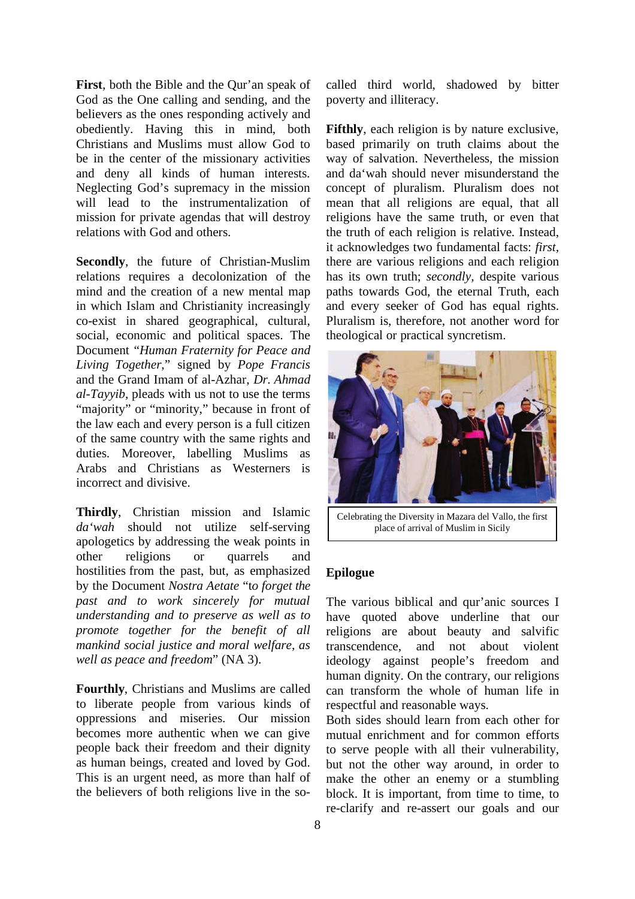**First**, both the Bible and the Qur'an speak of God as the One calling and sending, and the believers as the ones responding actively and obediently. Having this in mind, both Christians and Muslims must allow God to be in the center of the missionary activities and deny all kinds of human interests. Neglecting God's supremacy in the mission will lead to the instrumentalization of mission for private agendas that will destroy relations with God and others.

**Secondly**, the future of Christian-Muslim relations requires a decolonization of the mind and the creation of a new mental map in which Islam and Christianity increasingly co-exist in shared geographical, cultural, social, economic and political spaces. The Document "*Human Fraternity for Peace and Living Together*," signed by *Pope Francis* and the Grand Imam of al-Azhar, *Dr. Ahmad al-Tayyib*, pleads with us not to use the terms "majority" or "minority," because in front of the law each and every person is a full citizen of the same country with the same rights and duties. Moreover, labelling Muslims as Arabs and Christians as Westerners is incorrect and divisive.

**Thirdly**, Christian mission and Islamic *da'wah* should not utilize self-serving apologetics by addressing the weak points in other religions or quarrels and hostilities from the past, but, as emphasized by the Document *Nostra Aetate* "t*o forget the past and to work sincerely for mutual understanding and to preserve as well as to promote together for the benefit of all mankind social justice and moral welfare, as well as peace and freedom*" (NA 3).

**Fourthly**, Christians and Muslims are called to liberate people from various kinds of oppressions and miseries. Our mission becomes more authentic when we can give people back their freedom and their dignity as human beings, created and loved by God. This is an urgent need, as more than half of the believers of both religions live in the so-called third world, shadowed by bitter poverty and illiteracy.

**Fifthly**, each religion is by nature exclusive, based primarily on truth claims about the way of salvation. Nevertheless, the mission and da'wah should never misunderstand the concept of pluralism. Pluralism does not mean that all religions are equal, that all religions have the same truth, or even that the truth of each religion is relative. Instead, it acknowledges two fundamental facts: *first*, there are various religions and each religion has its own truth; *secondly*, despite various paths towards God, the eternal Truth, each and every seeker of God has equal rights. Pluralism is, therefore, not another word for theological or practical syncretism.

Celebrating the Diversity in Mazara del Vallo, the first place of arrival of Muslim in Sicily

## Epilogue

The various biblical and qur'anic sources I have quoted above underline that our religions are about beauty and salvific transcendence, and not about violent ideology against people's freedom and human dignity. On the contrary, our religions can transform the whole of human life in respectful and reasonable ways.

Both sides should learn from each other for mutual enrichment and for common efforts to serve people with all their vulnerability, but not the other way around, in order to make the other an enemy or a stumbling block. It is important, from time to time, to re-clarify and re-assert our goals and our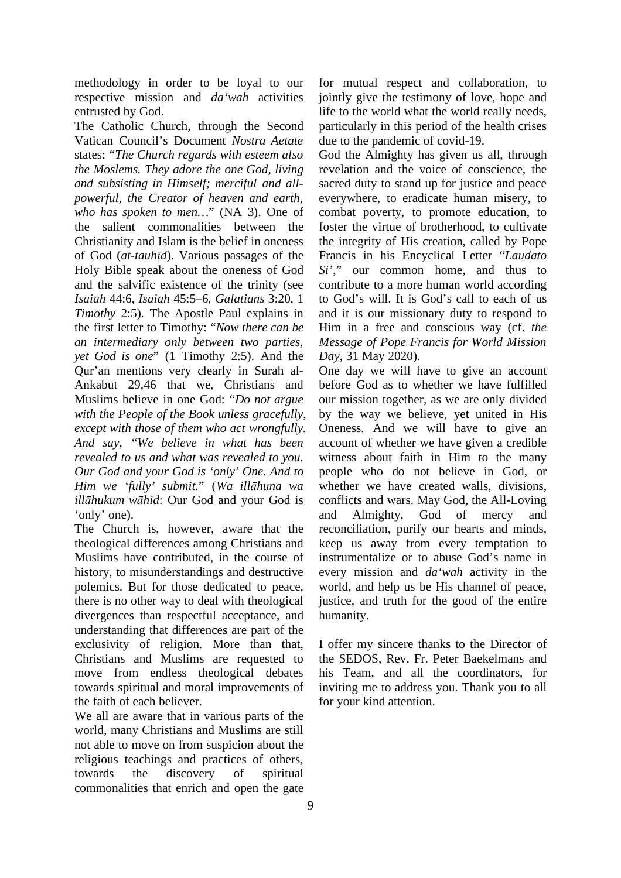methodology in order to be loyal to our respective mission and *da'wah* activities entrusted by God.

The Catholic Church, through the Second Vatican Council's Document *Nostra Aetate* states: "*The Church regards with esteem also the Moslems. They adore the one God, living and subsisting in Himself; merciful and all-powerful, the Creator of heaven and earth, who has spoken to men…*" (NA 3). One of the salient commonalities between the Christianity and Islam is the belief in oneness of God (*at-tauhīd*). Various passages of the Holy Bible speak about the oneness of God and the salvific existence of the trinity (see *Isaiah* 44:6, *Isaiah* 45:5–6, *Galatians* 3:20, 1 *Timothy* 2:5). The Apostle Paul explains in the first letter to Timothy: "*Now there can be an intermediary only between two parties, yet God is one*" (1 Timothy 2:5). And the Qur'an mentions very clearly in Surah al-Ankabut 29,46 that we, Christians and Muslims believe in one God: "*Do not argue with the People of the Book unless gracefully, except with those of them who act wrongfully. And say, "We believe in what has been revealed to us and what was revealed to you. Our God and your God is 'only' One. And to Him we 'fully' submit.*" (*Wa illāhuna wa illāhukum wāhid*: Our God and your God is 'only' one).

The Church is, however, aware that the theological differences among Christians and Muslims have contributed, in the course of history, to misunderstandings and destructive polemics. But for those dedicated to peace, there is no other way to deal with theological divergences than respectful acceptance, and understanding that differences are part of the exclusivity of religion. More than that, Christians and Muslims are requested to move from endless theological debates towards spiritual and moral improvements of the faith of each believer.

We all are aware that in various parts of the world, many Christians and Muslims are still not able to move on from suspicion about the religious teachings and practices of others, towards the discovery of spiritual commonalities that enrich and open the gate for mutual respect and collaboration, to jointly give the testimony of love, hope and life to the world what the world really needs, particularly in this period of the health crises due to the pandemic of covid-19.

God the Almighty has given us all, through revelation and the voice of conscience, the sacred duty to stand up for justice and peace everywhere, to eradicate human misery, to combat poverty, to promote education, to foster the virtue of brotherhood, to cultivate the integrity of His creation, called by Pope Francis in his Encyclical Letter "*Laudato Si'*," our common home, and thus to contribute to a more human world according to God's will. It is God's call to each of us and it is our missionary duty to respond to Him in a free and conscious way (cf. *the Message of Pope Francis for World Mission Day*, 31 May 2020).

One day we will have to give an account before God as to whether we have fulfilled our mission together, as we are only divided by the way we believe, yet united in His Oneness. And we will have to give an account of whether we have given a credible witness about faith in Him to the many people who do not believe in God, or whether we have created walls, divisions, conflicts and wars. May God, the All-Loving and Almighty, God of mercy and reconciliation, purify our hearts and minds, keep us away from every temptation to instrumentalize or to abuse God's name in every mission and *da'wah* activity in the world, and help us be His channel of peace, justice, and truth for the good of the entire humanity.

I offer my sincere thanks to the Director of the SEDOS, Rev. Fr. Peter Baekelmans and his Team, and all the coordinators, for inviting me to address you. Thank you to all for your kind attention.